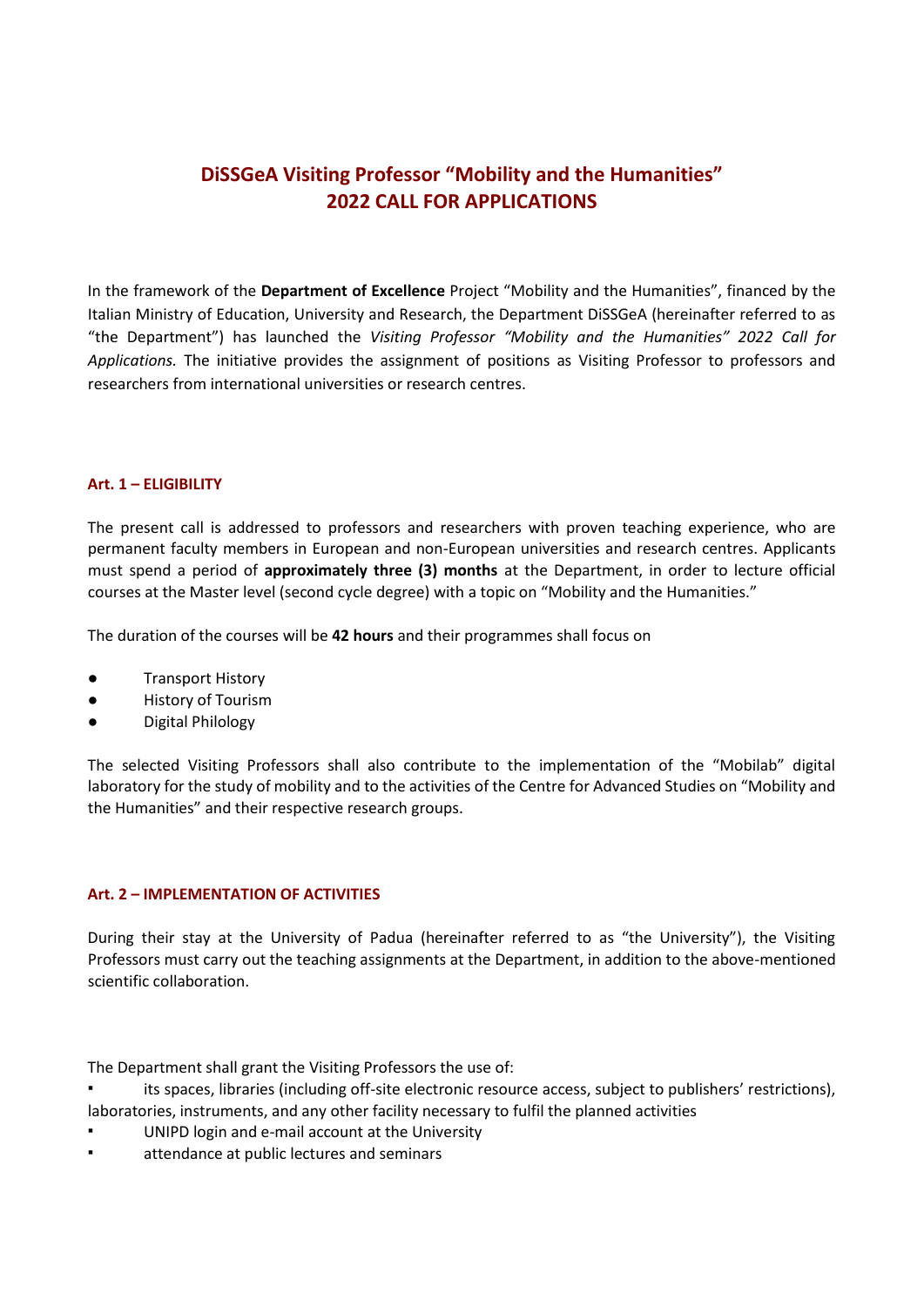# DiSSGeA Visiting Professor "Mobility and the Humanities"
# 2022 CALL FOR APPLICATIONS

In the framework of the **Department of Excellence** Project "Mobility and the Humanities", financed by the Italian Ministry of Education, University and Research, the Department DiSSGeA (hereinafter referred to as "the Department") has launched the *Visiting Professor "Mobility and the Humanities" 2022 Call for Applications.* The initiative provides the assignment of positions as Visiting Professor to professors and researchers from international universities or research centres.

## Art. 1 – ELIGIBILITY

The present call is addressed to professors and researchers with proven teaching experience, who are permanent faculty members in European and non-European universities and research centres. Applicants must spend a period of **approximately three (3) months** at the Department, in order to lecture official courses at the Master level (second cycle degree) with a topic on "Mobility and the Humanities."

The duration of the courses will be **42 hours** and their programmes shall focus on

- Transport History
- History of Tourism
- Digital Philology

The selected Visiting Professors shall also contribute to the implementation of the "Mobilab" digital laboratory for the study of mobility and to the activities of the Centre for Advanced Studies on "Mobility and the Humanities" and their respective research groups.

## Art. 2 – IMPLEMENTATION OF ACTIVITIES

During their stay at the University of Padua (hereinafter referred to as "the University"), the Visiting Professors must carry out the teaching assignments at the Department, in addition to the above-mentioned scientific collaboration.

The Department shall grant the Visiting Professors the use of:

- its spaces, libraries (including off-site electronic resource access, subject to publishers' restrictions), laboratories, instruments, and any other facility necessary to fulfil the planned activities
- UNIPD login and e-mail account at the University
- attendance at public lectures and seminars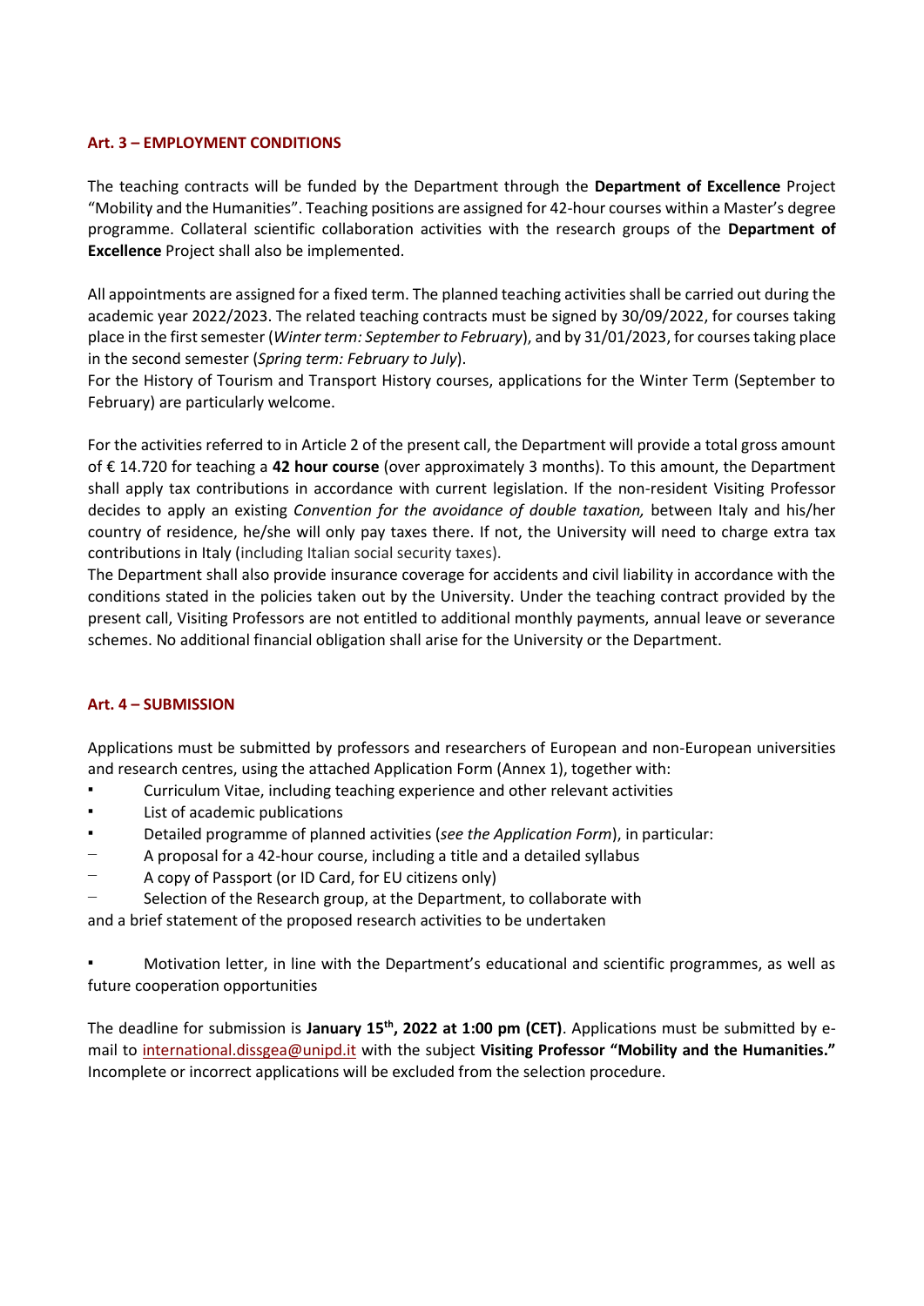## Art. 3 – EMPLOYMENT CONDITIONS

The teaching contracts will be funded by the Department through the **Department of Excellence** Project "Mobility and the Humanities". Teaching positions are assigned for 42-hour courses within a Master's degree programme. Collateral scientific collaboration activities with the research groups of the **Department of Excellence** Project shall also be implemented.

All appointments are assigned for a fixed term. The planned teaching activities shall be carried out during the academic year 2022/2023. The related teaching contracts must be signed by 30/09/2022, for courses taking place in the first semester (*Winter term: September to February*), and by 31/01/2023, for courses taking place in the second semester (*Spring term: February to July*).
For the History of Tourism and Transport History courses, applications for the Winter Term (September to February) are particularly welcome.

For the activities referred to in Article 2 of the present call, the Department will provide a total gross amount of € 14.720 for teaching a **42 hour course** (over approximately 3 months). To this amount, the Department shall apply tax contributions in accordance with current legislation. If the non-resident Visiting Professor decides to apply an existing *Convention for the avoidance of double taxation,* between Italy and his/her country of residence, he/she will only pay taxes there. If not, the University will need to charge extra tax contributions in Italy (including Italian social security taxes).
The Department shall also provide insurance coverage for accidents and civil liability in accordance with the conditions stated in the policies taken out by the University. Under the teaching contract provided by the present call, Visiting Professors are not entitled to additional monthly payments, annual leave or severance schemes. No additional financial obligation shall arise for the University or the Department.

## Art. 4 – SUBMISSION

Applications must be submitted by professors and researchers of European and non-European universities and research centres, using the attached Application Form (Annex 1), together with:

- Curriculum Vitae, including teaching experience and other relevant activities
- List of academic publications
- Detailed programme of planned activities (*see the Application Form*), in particular:
  - A proposal for a 42-hour course, including a title and a detailed syllabus
  - A copy of Passport (or ID Card, for EU citizens only)
  - Selection of the Research group, at the Department, to collaborate with

and a brief statement of the proposed research activities to be undertaken

- Motivation letter, in line with the Department's educational and scientific programmes, as well as future cooperation opportunities

The deadline for submission is **January 15th, 2022 at 1:00 pm (CET)**. Applications must be submitted by e-mail to international.dissgea@unipd.it with the subject **Visiting Professor "Mobility and the Humanities."** Incomplete or incorrect applications will be excluded from the selection procedure.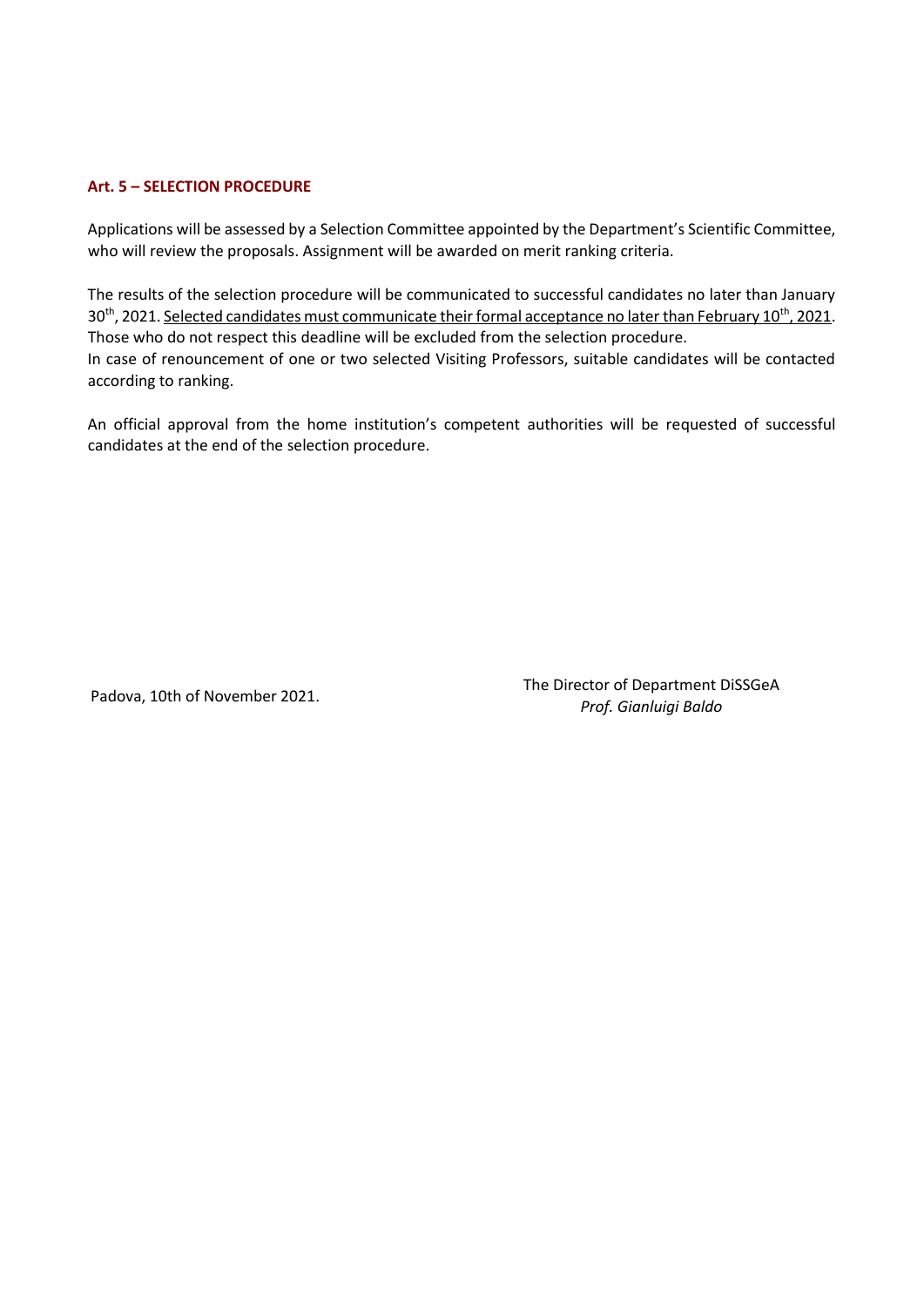**Art. 5 – SELECTION PROCEDURE**

Applications will be assessed by a Selection Committee appointed by the Department's Scientific Committee, who will review the proposals. Assignment will be awarded on merit ranking criteria.

The results of the selection procedure will be communicated to successful candidates no later than January 30th, 2021. <u>Selected candidates must communicate their formal acceptance no later than February 10th, 2021</u>. Those who do not respect this deadline will be excluded from the selection procedure.
In case of renouncement of one or two selected Visiting Professors, suitable candidates will be contacted according to ranking.

An official approval from the home institution's competent authorities will be requested of successful candidates at the end of the selection procedure.

Padova, 10th of November 2021.

The Director of Department DiSSGeA
*Prof. Gianluigi Baldo*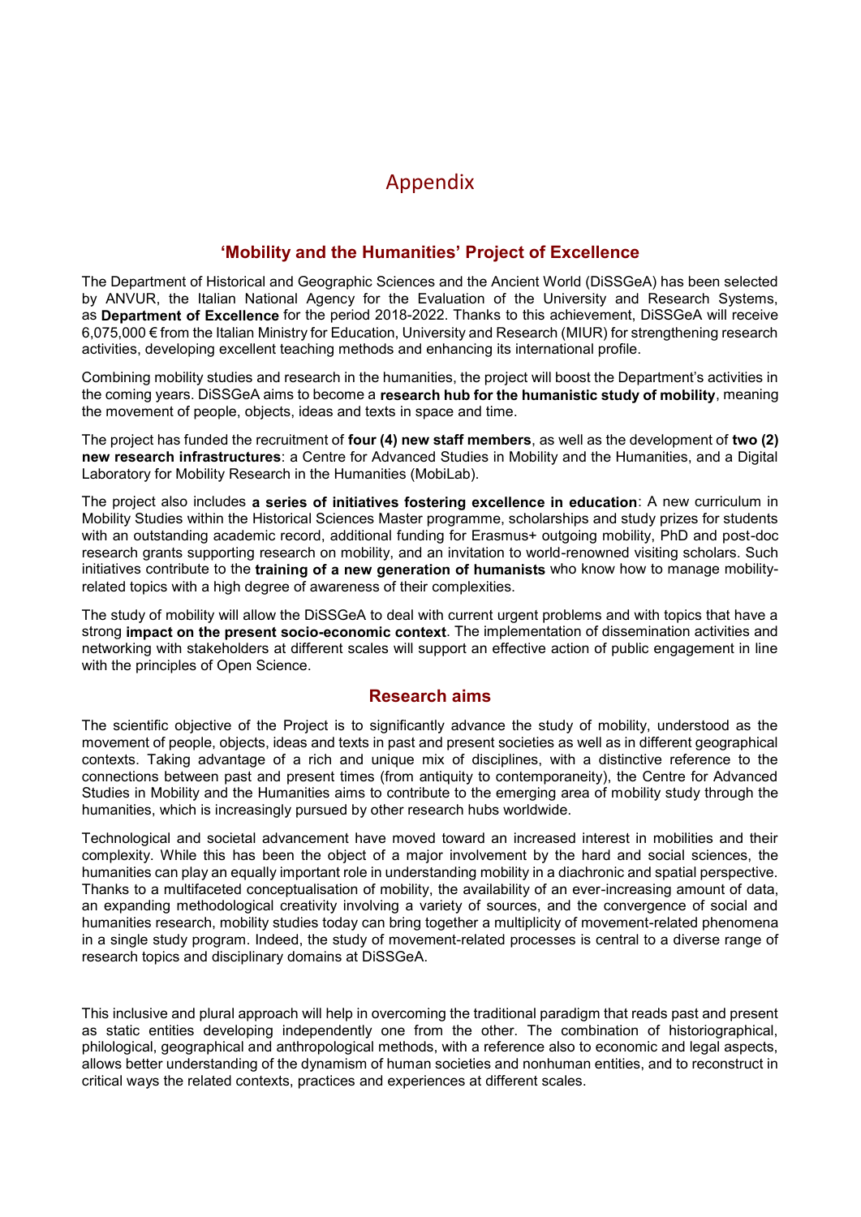# Appendix

## 'Mobility and the Humanities' Project of Excellence

The Department of Historical and Geographic Sciences and the Ancient World (DiSSGeA) has been selected by ANVUR, the Italian National Agency for the Evaluation of the University and Research Systems, as **Department of Excellence** for the period 2018-2022. Thanks to this achievement, DiSSGeA will receive 6,075,000 € from the Italian Ministry for Education, University and Research (MIUR) for strengthening research activities, developing excellent teaching methods and enhancing its international profile.

Combining mobility studies and research in the humanities, the project will boost the Department's activities in the coming years. DiSSGeA aims to become a **research hub for the humanistic study of mobility**, meaning the movement of people, objects, ideas and texts in space and time.

The project has funded the recruitment of **four (4) new staff members**, as well as the development of **two (2) new research infrastructures**: a Centre for Advanced Studies in Mobility and the Humanities, and a Digital Laboratory for Mobility Research in the Humanities (MobiLab).

The project also includes **a series of initiatives fostering excellence in education**: A new curriculum in Mobility Studies within the Historical Sciences Master programme, scholarships and study prizes for students with an outstanding academic record, additional funding for Erasmus+ outgoing mobility, PhD and post-doc research grants supporting research on mobility, and an invitation to world-renowned visiting scholars. Such initiatives contribute to the **training of a new generation of humanists** who know how to manage mobility-related topics with a high degree of awareness of their complexities.

The study of mobility will allow the DiSSGeA to deal with current urgent problems and with topics that have a strong **impact on the present socio-economic context**. The implementation of dissemination activities and networking with stakeholders at different scales will support an effective action of public engagement in line with the principles of Open Science.

## Research aims

The scientific objective of the Project is to significantly advance the study of mobility, understood as the movement of people, objects, ideas and texts in past and present societies as well as in different geographical contexts. Taking advantage of a rich and unique mix of disciplines, with a distinctive reference to the connections between past and present times (from antiquity to contemporaneity), the Centre for Advanced Studies in Mobility and the Humanities aims to contribute to the emerging area of mobility study through the humanities, which is increasingly pursued by other research hubs worldwide.

Technological and societal advancement have moved toward an increased interest in mobilities and their complexity. While this has been the object of a major involvement by the hard and social sciences, the humanities can play an equally important role in understanding mobility in a diachronic and spatial perspective. Thanks to a multifaceted conceptualisation of mobility, the availability of an ever-increasing amount of data, an expanding methodological creativity involving a variety of sources, and the convergence of social and humanities research, mobility studies today can bring together a multiplicity of movement-related phenomena in a single study program. Indeed, the study of movement-related processes is central to a diverse range of research topics and disciplinary domains at DiSSGeA.

This inclusive and plural approach will help in overcoming the traditional paradigm that reads past and present as static entities developing independently one from the other. The combination of historiographical, philological, geographical and anthropological methods, with a reference also to economic and legal aspects, allows better understanding of the dynamism of human societies and nonhuman entities, and to reconstruct in critical ways the related contexts, practices and experiences at different scales.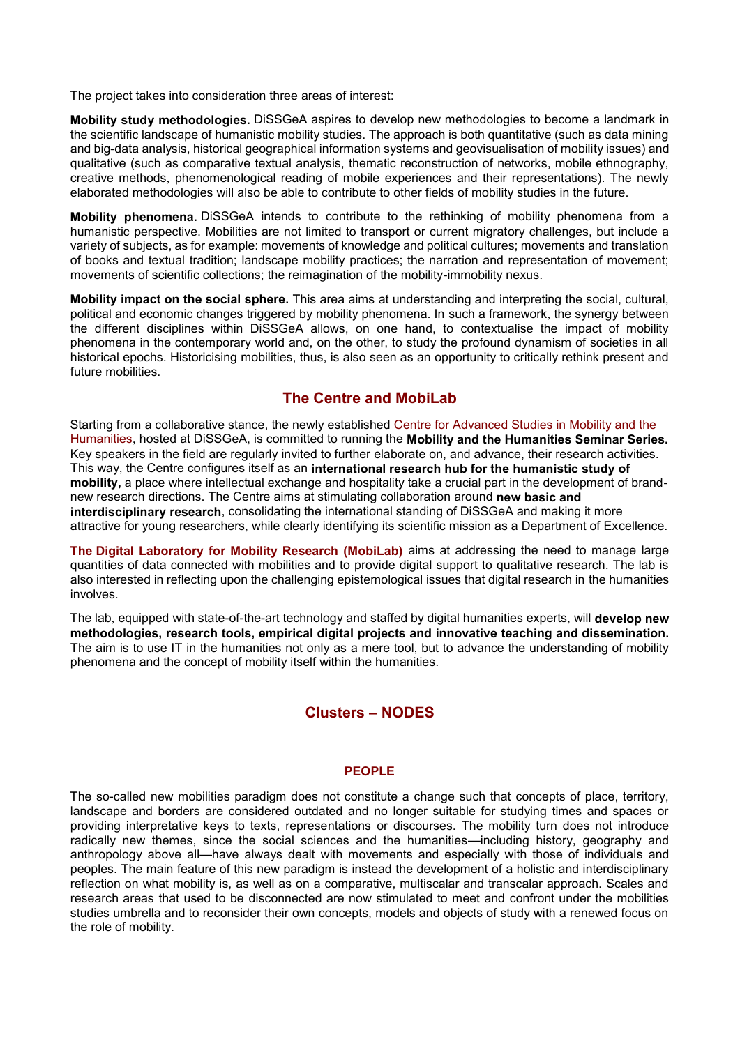The project takes into consideration three areas of interest:

**Mobility study methodologies.** DiSSGeA aspires to develop new methodologies to become a landmark in the scientific landscape of humanistic mobility studies. The approach is both quantitative (such as data mining and big-data analysis, historical geographical information systems and geovisualisation of mobility issues) and qualitative (such as comparative textual analysis, thematic reconstruction of networks, mobile ethnography, creative methods, phenomenological reading of mobile experiences and their representations). The newly elaborated methodologies will also be able to contribute to other fields of mobility studies in the future.

**Mobility phenomena.** DiSSGeA intends to contribute to the rethinking of mobility phenomena from a humanistic perspective. Mobilities are not limited to transport or current migratory challenges, but include a variety of subjects, as for example: movements of knowledge and political cultures; movements and translation of books and textual tradition; landscape mobility practices; the narration and representation of movement; movements of scientific collections; the reimagination of the mobility-immobility nexus.

**Mobility impact on the social sphere.** This area aims at understanding and interpreting the social, cultural, political and economic changes triggered by mobility phenomena. In such a framework, the synergy between the different disciplines within DiSSGeA allows, on one hand, to contextualise the impact of mobility phenomena in the contemporary world and, on the other, to study the profound dynamism of societies in all historical epochs. Historicising mobilities, thus, is also seen as an opportunity to critically rethink present and future mobilities.

## The Centre and MobiLab

Starting from a collaborative stance, the newly established Centre for Advanced Studies in Mobility and the Humanities, hosted at DiSSGeA, is committed to running the **Mobility and the Humanities Seminar Series.** Key speakers in the field are regularly invited to further elaborate on, and advance, their research activities. This way, the Centre configures itself as an **international research hub for the humanistic study of mobility,** a place where intellectual exchange and hospitality take a crucial part in the development of brand-new research directions. The Centre aims at stimulating collaboration around **new basic and interdisciplinary research**, consolidating the international standing of DiSSGeA and making it more attractive for young researchers, while clearly identifying its scientific mission as a Department of Excellence.

**The Digital Laboratory for Mobility Research (MobiLab)** aims at addressing the need to manage large quantities of data connected with mobilities and to provide digital support to qualitative research. The lab is also interested in reflecting upon the challenging epistemological issues that digital research in the humanities involves.

The lab, equipped with state-of-the-art technology and staffed by digital humanities experts, will **develop new methodologies, research tools, empirical digital projects and innovative teaching and dissemination.** The aim is to use IT in the humanities not only as a mere tool, but to advance the understanding of mobility phenomena and the concept of mobility itself within the humanities.

## Clusters – NODES

### PEOPLE

The so-called new mobilities paradigm does not constitute a change such that concepts of place, territory, landscape and borders are considered outdated and no longer suitable for studying times and spaces or providing interpretative keys to texts, representations or discourses. The mobility turn does not introduce radically new themes, since the social sciences and the humanities—including history, geography and anthropology above all—have always dealt with movements and especially with those of individuals and peoples. The main feature of this new paradigm is instead the development of a holistic and interdisciplinary reflection on what mobility is, as well as on a comparative, multiscalar and transcalar approach. Scales and research areas that used to be disconnected are now stimulated to meet and confront under the mobilities studies umbrella and to reconsider their own concepts, models and objects of study with a renewed focus on the role of mobility.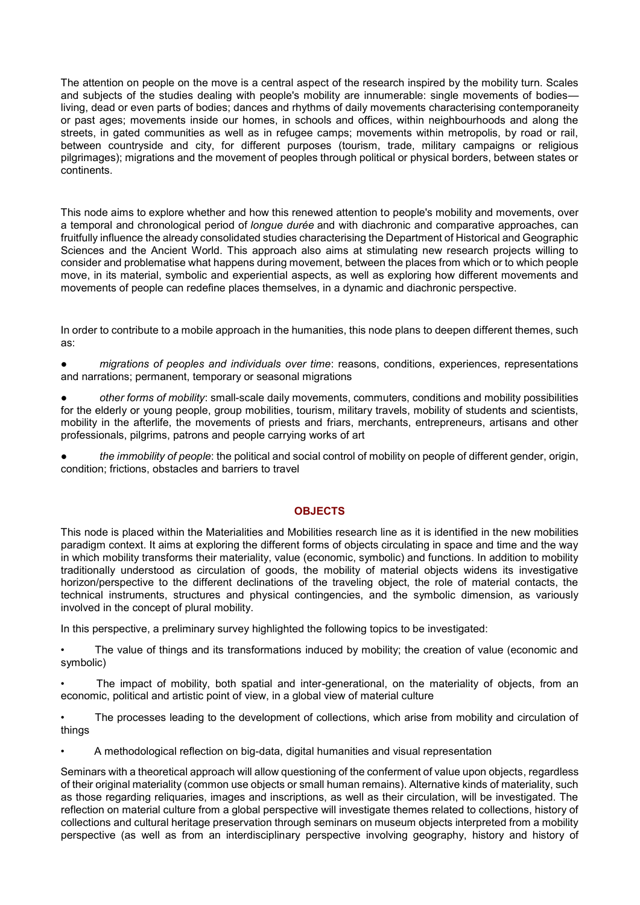The attention on people on the move is a central aspect of the research inspired by the mobility turn. Scales and subjects of the studies dealing with people's mobility are innumerable: single movements of bodies—living, dead or even parts of bodies; dances and rhythms of daily movements characterising contemporaneity or past ages; movements inside our homes, in schools and offices, within neighbourhoods and along the streets, in gated communities as well as in refugee camps; movements within metropolis, by road or rail, between countryside and city, for different purposes (tourism, trade, military campaigns or religious pilgrimages); migrations and the movement of peoples through political or physical borders, between states or continents.

This node aims to explore whether and how this renewed attention to people's mobility and movements, over a temporal and chronological period of *longue durée* and with diachronic and comparative approaches, can fruitfully influence the already consolidated studies characterising the Department of Historical and Geographic Sciences and the Ancient World. This approach also aims at stimulating new research projects willing to consider and problematise what happens during movement, between the places from which or to which people move, in its material, symbolic and experiential aspects, as well as exploring how different movements and movements of people can redefine places themselves, in a dynamic and diachronic perspective.

In order to contribute to a mobile approach in the humanities, this node plans to deepen different themes, such as:

- *migrations of peoples and individuals over time*: reasons, conditions, experiences, representations and narrations; permanent, temporary or seasonal migrations
- *other forms of mobility*: small-scale daily movements, commuters, conditions and mobility possibilities for the elderly or young people, group mobilities, tourism, military travels, mobility of students and scientists, mobility in the afterlife, the movements of priests and friars, merchants, entrepreneurs, artisans and other professionals, pilgrims, patrons and people carrying works of art
- *the immobility of people*: the political and social control of mobility on people of different gender, origin, condition; frictions, obstacles and barriers to travel

## OBJECTS

This node is placed within the Materialities and Mobilities research line as it is identified in the new mobilities paradigm context. It aims at exploring the different forms of objects circulating in space and time and the way in which mobility transforms their materiality, value (economic, symbolic) and functions. In addition to mobility traditionally understood as circulation of goods, the mobility of material objects widens its investigative horizon/perspective to the different declinations of the traveling object, the role of material contacts, the technical instruments, structures and physical contingencies, and the symbolic dimension, as variously involved in the concept of plural mobility.

In this perspective, a preliminary survey highlighted the following topics to be investigated:

- The value of things and its transformations induced by mobility; the creation of value (economic and symbolic)
- The impact of mobility, both spatial and inter-generational, on the materiality of objects, from an economic, political and artistic point of view, in a global view of material culture
- The processes leading to the development of collections, which arise from mobility and circulation of things
- A methodological reflection on big-data, digital humanities and visual representation

Seminars with a theoretical approach will allow questioning of the conferment of value upon objects, regardless of their original materiality (common use objects or small human remains). Alternative kinds of materiality, such as those regarding reliquaries, images and inscriptions, as well as their circulation, will be investigated. The reflection on material culture from a global perspective will investigate themes related to collections, history of collections and cultural heritage preservation through seminars on museum objects interpreted from a mobility perspective (as well as from an interdisciplinary perspective involving geography, history and history of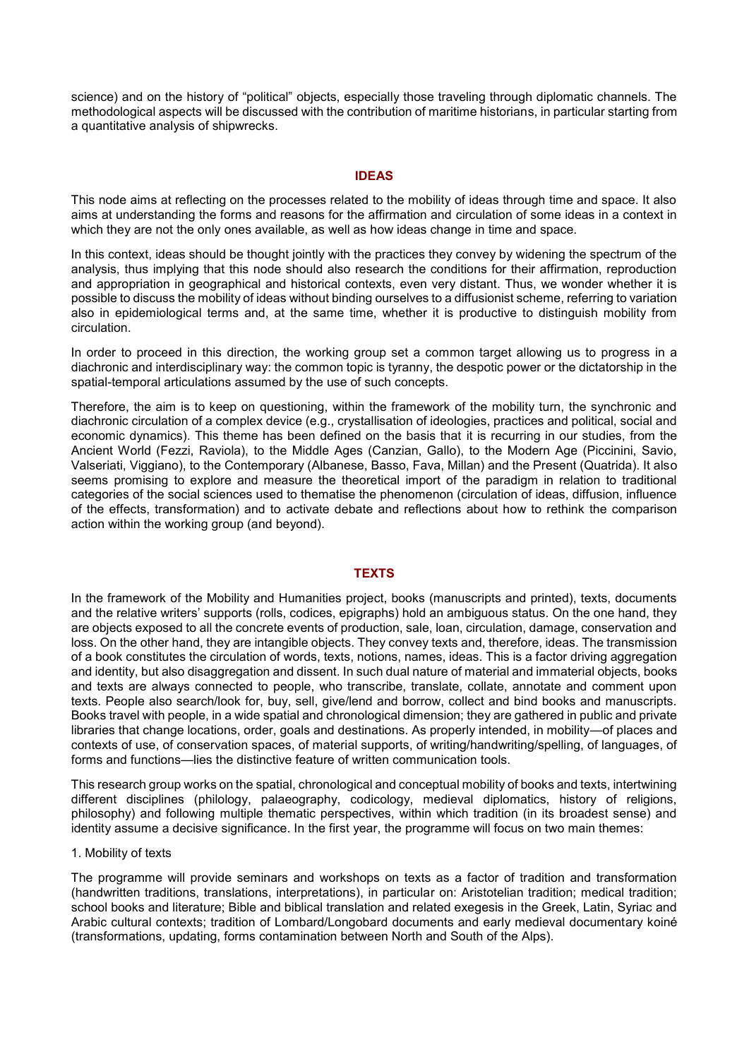science) and on the history of "political" objects, especially those traveling through diplomatic channels. The methodological aspects will be discussed with the contribution of maritime historians, in particular starting from a quantitative analysis of shipwrecks.

## IDEAS

This node aims at reflecting on the processes related to the mobility of ideas through time and space. It also aims at understanding the forms and reasons for the affirmation and circulation of some ideas in a context in which they are not the only ones available, as well as how ideas change in time and space.

In this context, ideas should be thought jointly with the practices they convey by widening the spectrum of the analysis, thus implying that this node should also research the conditions for their affirmation, reproduction and appropriation in geographical and historical contexts, even very distant. Thus, we wonder whether it is possible to discuss the mobility of ideas without binding ourselves to a diffusionist scheme, referring to variation also in epidemiological terms and, at the same time, whether it is productive to distinguish mobility from circulation.

In order to proceed in this direction, the working group set a common target allowing us to progress in a diachronic and interdisciplinary way: the common topic is tyranny, the despotic power or the dictatorship in the spatial-temporal articulations assumed by the use of such concepts.

Therefore, the aim is to keep on questioning, within the framework of the mobility turn, the synchronic and diachronic circulation of a complex device (e.g., crystallisation of ideologies, practices and political, social and economic dynamics). This theme has been defined on the basis that it is recurring in our studies, from the Ancient World (Fezzi, Raviola), to the Middle Ages (Canzian, Gallo), to the Modern Age (Piccinini, Savio, Valseriati, Viggiano), to the Contemporary (Albanese, Basso, Fava, Millan) and the Present (Quatrida). It also seems promising to explore and measure the theoretical import of the paradigm in relation to traditional categories of the social sciences used to thematise the phenomenon (circulation of ideas, diffusion, influence of the effects, transformation) and to activate debate and reflections about how to rethink the comparison action within the working group (and beyond).

## TEXTS

In the framework of the Mobility and Humanities project, books (manuscripts and printed), texts, documents and the relative writers' supports (rolls, codices, epigraphs) hold an ambiguous status. On the one hand, they are objects exposed to all the concrete events of production, sale, loan, circulation, damage, conservation and loss. On the other hand, they are intangible objects. They convey texts and, therefore, ideas. The transmission of a book constitutes the circulation of words, texts, notions, names, ideas. This is a factor driving aggregation and identity, but also disaggregation and dissent. In such dual nature of material and immaterial objects, books and texts are always connected to people, who transcribe, translate, collate, annotate and comment upon texts. People also search/look for, buy, sell, give/lend and borrow, collect and bind books and manuscripts. Books travel with people, in a wide spatial and chronological dimension; they are gathered in public and private libraries that change locations, order, goals and destinations. As properly intended, in mobility—of places and contexts of use, of conservation spaces, of material supports, of writing/handwriting/spelling, of languages, of forms and functions—lies the distinctive feature of written communication tools.

This research group works on the spatial, chronological and conceptual mobility of books and texts, intertwining different disciplines (philology, palaeography, codicology, medieval diplomatics, history of religions, philosophy) and following multiple thematic perspectives, within which tradition (in its broadest sense) and identity assume a decisive significance. In the first year, the programme will focus on two main themes:

1. Mobility of texts

The programme will provide seminars and workshops on texts as a factor of tradition and transformation (handwritten traditions, translations, interpretations), in particular on: Aristotelian tradition; medical tradition; school books and literature; Bible and biblical translation and related exegesis in the Greek, Latin, Syriac and Arabic cultural contexts; tradition of Lombard/Longobard documents and early medieval documentary koiné (transformations, updating, forms contamination between North and South of the Alps).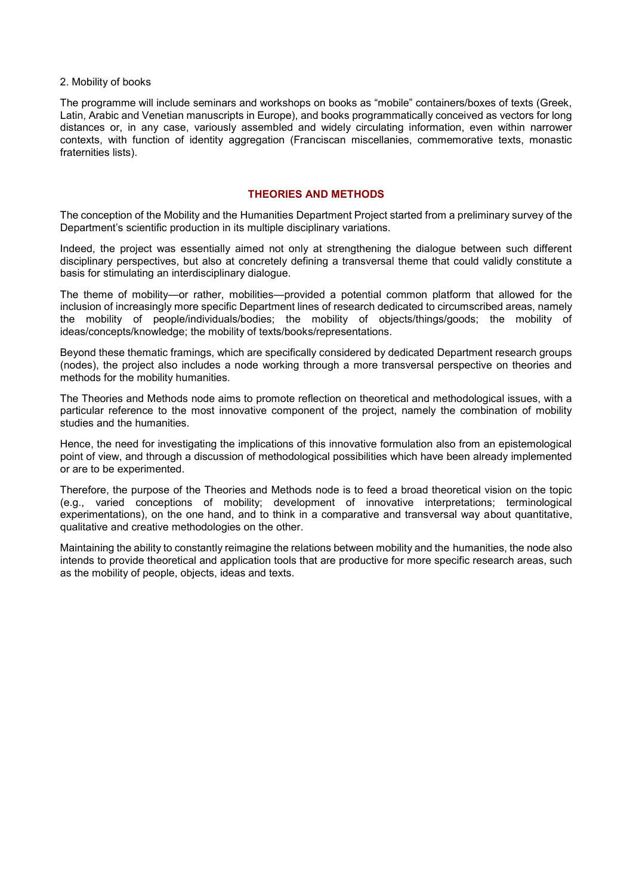2. Mobility of books

The programme will include seminars and workshops on books as “mobile” containers/boxes of texts (Greek, Latin, Arabic and Venetian manuscripts in Europe), and books programmatically conceived as vectors for long distances or, in any case, variously assembled and widely circulating information, even within narrower contexts, with function of identity aggregation (Franciscan miscellanies, commemorative texts, monastic fraternities lists).

## THEORIES AND METHODS

The conception of the Mobility and the Humanities Department Project started from a preliminary survey of the Department’s scientific production in its multiple disciplinary variations.

Indeed, the project was essentially aimed not only at strengthening the dialogue between such different disciplinary perspectives, but also at concretely defining a transversal theme that could validly constitute a basis for stimulating an interdisciplinary dialogue.

The theme of mobility—or rather, mobilities—provided a potential common platform that allowed for the inclusion of increasingly more specific Department lines of research dedicated to circumscribed areas, namely the mobility of people/individuals/bodies; the mobility of objects/things/goods; the mobility of ideas/concepts/knowledge; the mobility of texts/books/representations.

Beyond these thematic framings, which are specifically considered by dedicated Department research groups (nodes), the project also includes a node working through a more transversal perspective on theories and methods for the mobility humanities.

The Theories and Methods node aims to promote reflection on theoretical and methodological issues, with a particular reference to the most innovative component of the project, namely the combination of mobility studies and the humanities.

Hence, the need for investigating the implications of this innovative formulation also from an epistemological point of view, and through a discussion of methodological possibilities which have been already implemented or are to be experimented.

Therefore, the purpose of the Theories and Methods node is to feed a broad theoretical vision on the topic (e.g., varied conceptions of mobility; development of innovative interpretations; terminological experimentations), on the one hand, and to think in a comparative and transversal way about quantitative, qualitative and creative methodologies on the other.

Maintaining the ability to constantly reimagine the relations between mobility and the humanities, the node also intends to provide theoretical and application tools that are productive for more specific research areas, such as the mobility of people, objects, ideas and texts.